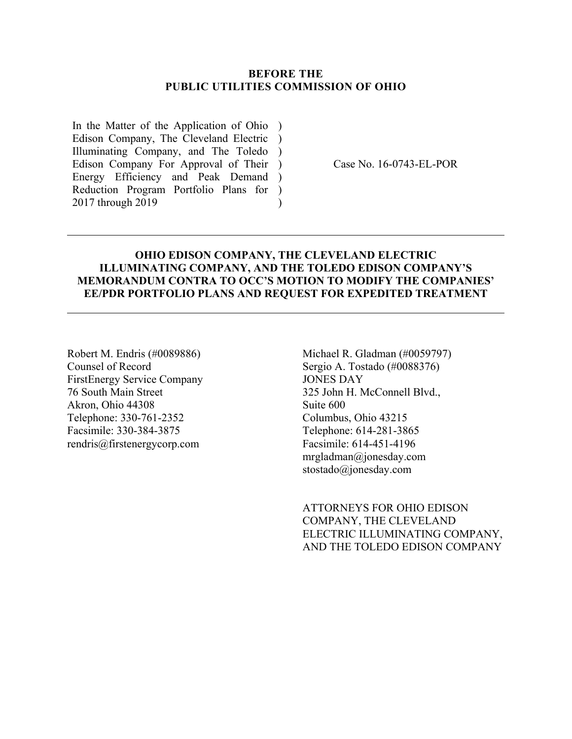**BEFORE THE**
**PUBLIC UTILITIES COMMISSION OF OHIO**

| | | |
|---|---|---|
| In the Matter of the Application of Ohio Edison Company, The Cleveland Electric Illuminating Company, and The Toledo Edison Company For Approval of Their Energy Efficiency and Peak Demand Reduction Program Portfolio Plans for 2017 through 2019 | ) ) ) ) ) ) ) | Case No. 16-0743-EL-POR |

---

**OHIO EDISON COMPANY, THE CLEVELAND ELECTRIC ILLUMINATING COMPANY, AND THE TOLEDO EDISON COMPANY'S MEMORANDUM CONTRA TO OCC'S MOTION TO MODIFY THE COMPANIES' EE/PDR PORTFOLIO PLANS AND REQUEST FOR EXPEDITED TREATMENT**

---

Robert M. Endris (#0089886)
Counsel of Record
FirstEnergy Service Company
76 South Main Street
Akron, Ohio 44308
Telephone: 330-761-2352
Facsimile: 330-384-3875
rendris@firstenergycorp.com

Michael R. Gladman (#0059797)
Sergio A. Tostado (#0088376)
JONES DAY
325 John H. McConnell Blvd.,
Suite 600
Columbus, Ohio 43215
Telephone: 614-281-3865
Facsimile: 614-451-4196
mrgladman@jonesday.com
stostado@jonesday.com

ATTORNEYS FOR OHIO EDISON COMPANY, THE CLEVELAND ELECTRIC ILLUMINATING COMPANY, AND THE TOLEDO EDISON COMPANY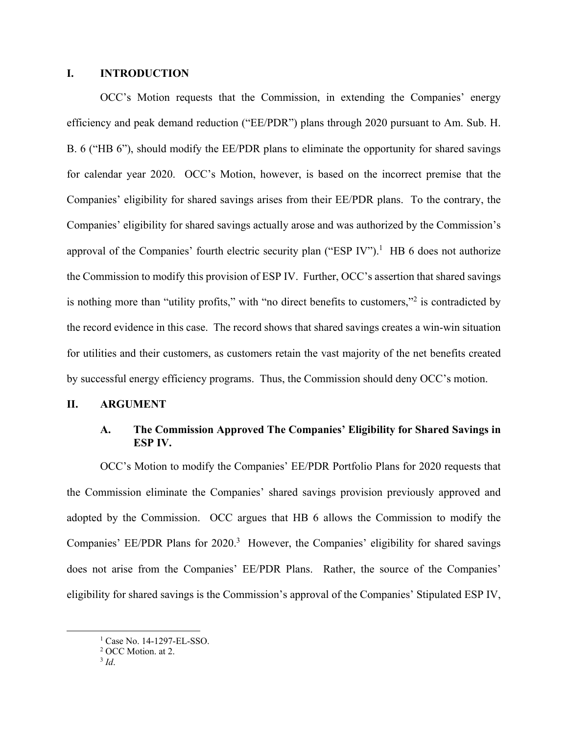## I. INTRODUCTION

OCC's Motion requests that the Commission, in extending the Companies' energy efficiency and peak demand reduction ("EE/PDR") plans through 2020 pursuant to Am. Sub. H. B. 6 ("HB 6"), should modify the EE/PDR plans to eliminate the opportunity for shared savings for calendar year 2020. OCC's Motion, however, is based on the incorrect premise that the Companies' eligibility for shared savings arises from their EE/PDR plans. To the contrary, the Companies' eligibility for shared savings actually arose and was authorized by the Commission's approval of the Companies' fourth electric security plan ("ESP IV").[1] HB 6 does not authorize the Commission to modify this provision of ESP IV. Further, OCC's assertion that shared savings is nothing more than "utility profits," with "no direct benefits to customers,"[2] is contradicted by the record evidence in this case. The record shows that shared savings creates a win-win situation for utilities and their customers, as customers retain the vast majority of the net benefits created by successful energy efficiency programs. Thus, the Commission should deny OCC's motion.

## II. ARGUMENT

### A. The Commission Approved The Companies' Eligibility for Shared Savings in ESP IV.

OCC's Motion to modify the Companies' EE/PDR Portfolio Plans for 2020 requests that the Commission eliminate the Companies' shared savings provision previously approved and adopted by the Commission. OCC argues that HB 6 allows the Commission to modify the Companies' EE/PDR Plans for 2020.[3] However, the Companies' eligibility for shared savings does not arise from the Companies' EE/PDR Plans. Rather, the source of the Companies' eligibility for shared savings is the Commission's approval of the Companies' Stipulated ESP IV,

---

[1] Case No. 14-1297-EL-SSO.

[2] OCC Motion. at 2.

[3] *Id*.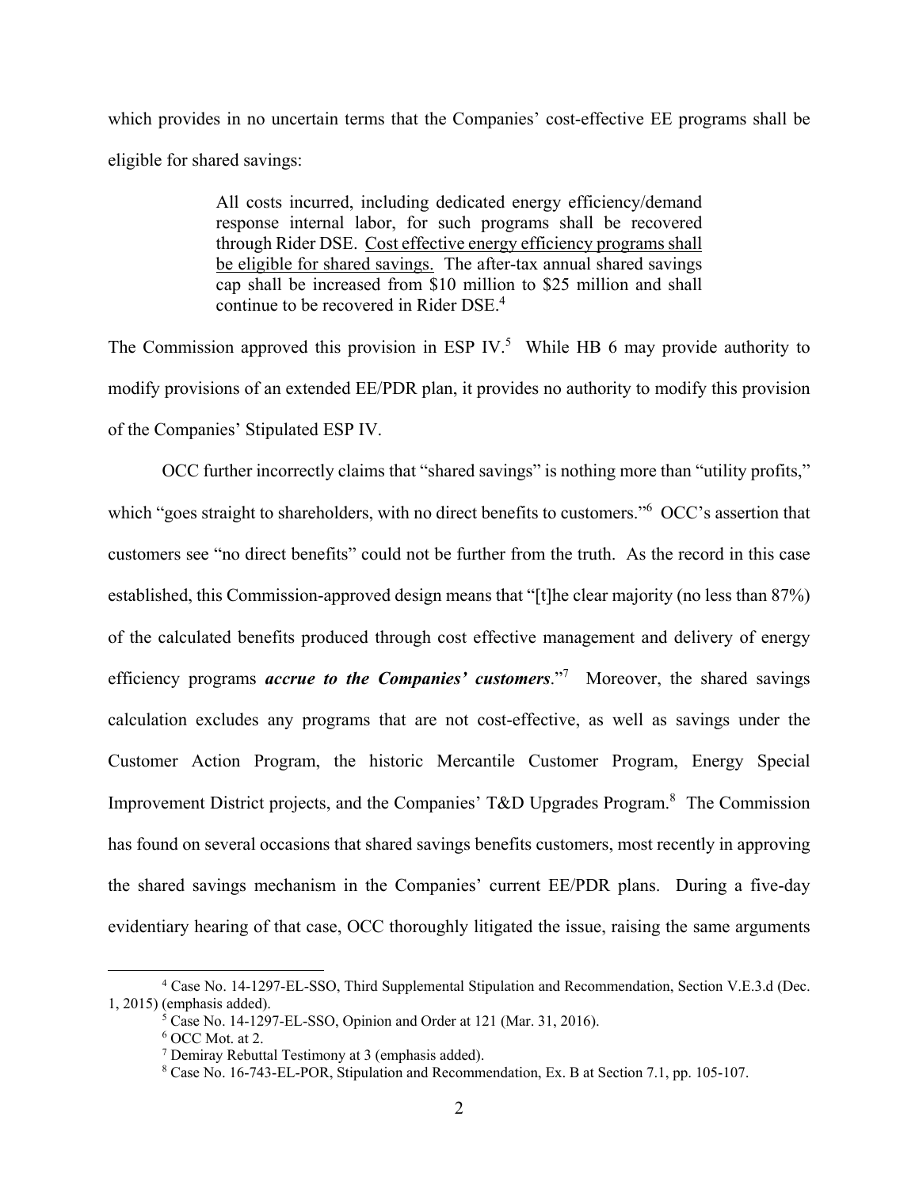which provides in no uncertain terms that the Companies' cost-effective EE programs shall be eligible for shared savings:

> All costs incurred, including dedicated energy efficiency/demand response internal labor, for such programs shall be recovered through Rider DSE. <u>Cost effective energy efficiency programs shall be eligible for shared savings.</u> The after-tax annual shared savings cap shall be increased from \$10 million to \$25 million and shall continue to be recovered in Rider DSE.[4]

The Commission approved this provision in ESP IV.[5] While HB 6 may provide authority to modify provisions of an extended EE/PDR plan, it provides no authority to modify this provision of the Companies' Stipulated ESP IV.

OCC further incorrectly claims that "shared savings" is nothing more than "utility profits," which "goes straight to shareholders, with no direct benefits to customers."[6] OCC's assertion that customers see "no direct benefits" could not be further from the truth. As the record in this case established, this Commission-approved design means that "[t]he clear majority (no less than 87%) of the calculated benefits produced through cost effective management and delivery of energy efficiency programs ***accrue to the Companies' customers***."[7] Moreover, the shared savings calculation excludes any programs that are not cost-effective, as well as savings under the Customer Action Program, the historic Mercantile Customer Program, Energy Special Improvement District projects, and the Companies' T&D Upgrades Program.[8] The Commission has found on several occasions that shared savings benefits customers, most recently in approving the shared savings mechanism in the Companies' current EE/PDR plans. During a five-day evidentiary hearing of that case, OCC thoroughly litigated the issue, raising the same arguments

---

[4] Case No. 14-1297-EL-SSO, Third Supplemental Stipulation and Recommendation, Section V.E.3.d (Dec. 1, 2015) (emphasis added).

[5] Case No. 14-1297-EL-SSO, Opinion and Order at 121 (Mar. 31, 2016).

[6] OCC Mot. at 2.

[7] Demiray Rebuttal Testimony at 3 (emphasis added).

[8] Case No. 16-743-EL-POR, Stipulation and Recommendation, Ex. B at Section 7.1, pp. 105-107.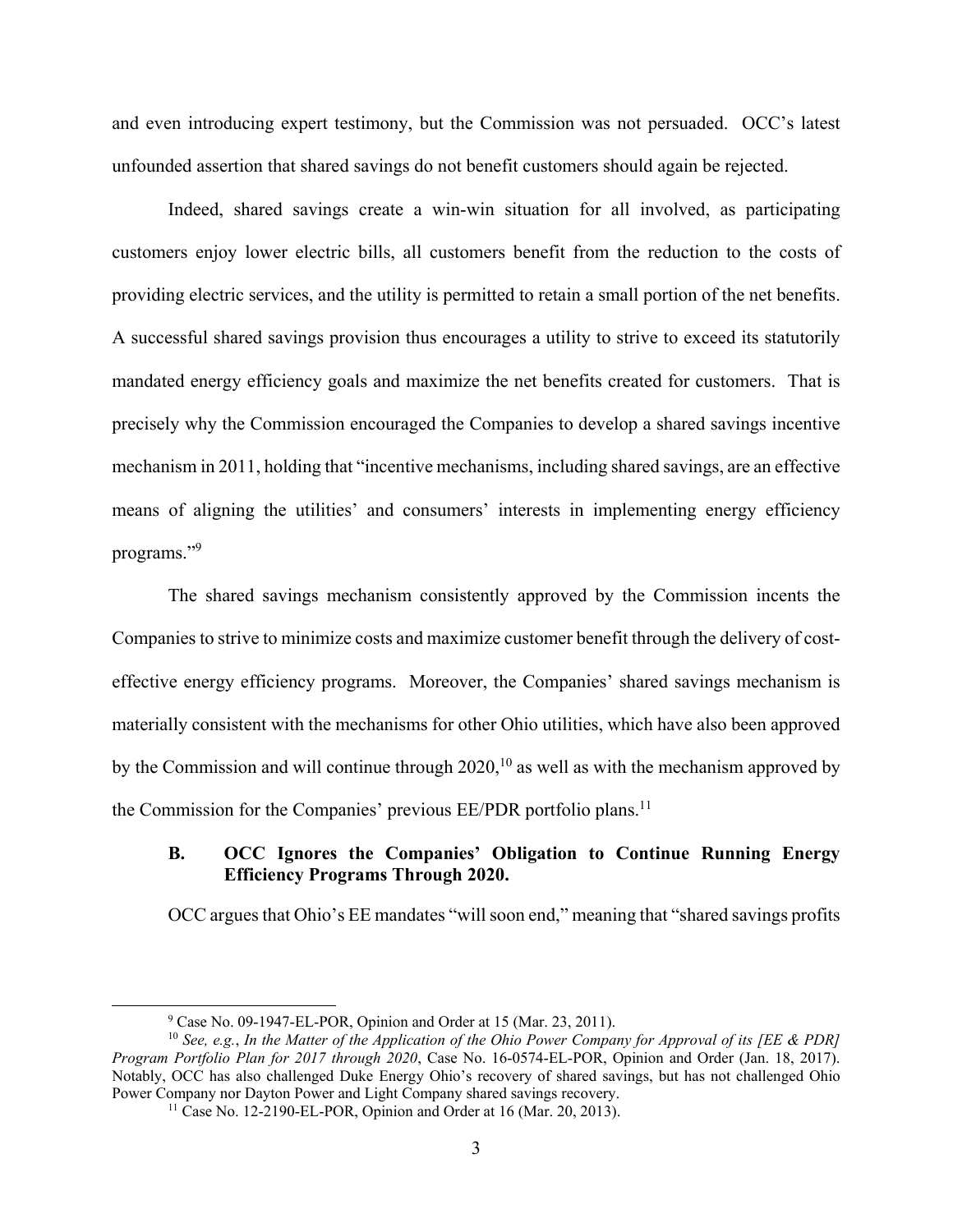and even introducing expert testimony, but the Commission was not persuaded. OCC's latest unfounded assertion that shared savings do not benefit customers should again be rejected.

Indeed, shared savings create a win-win situation for all involved, as participating customers enjoy lower electric bills, all customers benefit from the reduction to the costs of providing electric services, and the utility is permitted to retain a small portion of the net benefits. A successful shared savings provision thus encourages a utility to strive to exceed its statutorily mandated energy efficiency goals and maximize the net benefits created for customers. That is precisely why the Commission encouraged the Companies to develop a shared savings incentive mechanism in 2011, holding that "incentive mechanisms, including shared savings, are an effective means of aligning the utilities' and consumers' interests in implementing energy efficiency programs."[9]

The shared savings mechanism consistently approved by the Commission incents the Companies to strive to minimize costs and maximize customer benefit through the delivery of cost-effective energy efficiency programs. Moreover, the Companies' shared savings mechanism is materially consistent with the mechanisms for other Ohio utilities, which have also been approved by the Commission and will continue through 2020,[10] as well as with the mechanism approved by the Commission for the Companies' previous EE/PDR portfolio plans.[11]

### B. OCC Ignores the Companies' Obligation to Continue Running Energy Efficiency Programs Through 2020.

OCC argues that Ohio's EE mandates "will soon end," meaning that "shared savings profits

---

[9] Case No. 09-1947-EL-POR, Opinion and Order at 15 (Mar. 23, 2011).

[10] *See, e.g.*, *In the Matter of the Application of the Ohio Power Company for Approval of its [EE & PDR] Program Portfolio Plan for 2017 through 2020*, Case No. 16-0574-EL-POR, Opinion and Order (Jan. 18, 2017). Notably, OCC has also challenged Duke Energy Ohio's recovery of shared savings, but has not challenged Ohio Power Company nor Dayton Power and Light Company shared savings recovery.

[11] Case No. 12-2190-EL-POR, Opinion and Order at 16 (Mar. 20, 2013).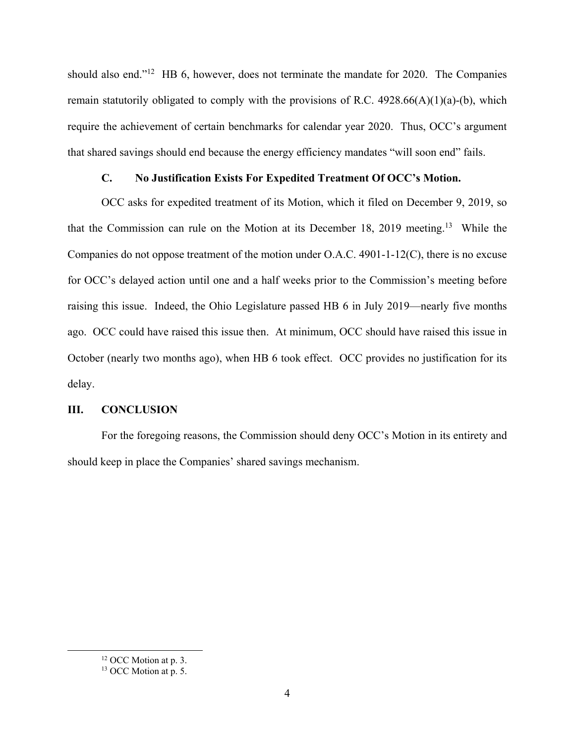should also end."[12] HB 6, however, does not terminate the mandate for 2020. The Companies remain statutorily obligated to comply with the provisions of R.C. 4928.66(A)(1)(a)-(b), which require the achievement of certain benchmarks for calendar year 2020. Thus, OCC's argument that shared savings should end because the energy efficiency mandates "will soon end" fails.

### C. No Justification Exists For Expedited Treatment Of OCC's Motion.

OCC asks for expedited treatment of its Motion, which it filed on December 9, 2019, so that the Commission can rule on the Motion at its December 18, 2019 meeting.[13] While the Companies do not oppose treatment of the motion under O.A.C. 4901-1-12(C), there is no excuse for OCC's delayed action until one and a half weeks prior to the Commission's meeting before raising this issue. Indeed, the Ohio Legislature passed HB 6 in July 2019—nearly five months ago. OCC could have raised this issue then. At minimum, OCC should have raised this issue in October (nearly two months ago), when HB 6 took effect. OCC provides no justification for its delay.

## III. CONCLUSION

For the foregoing reasons, the Commission should deny OCC's Motion in its entirety and should keep in place the Companies' shared savings mechanism.

---

[12] OCC Motion at p. 3.

[13] OCC Motion at p. 5.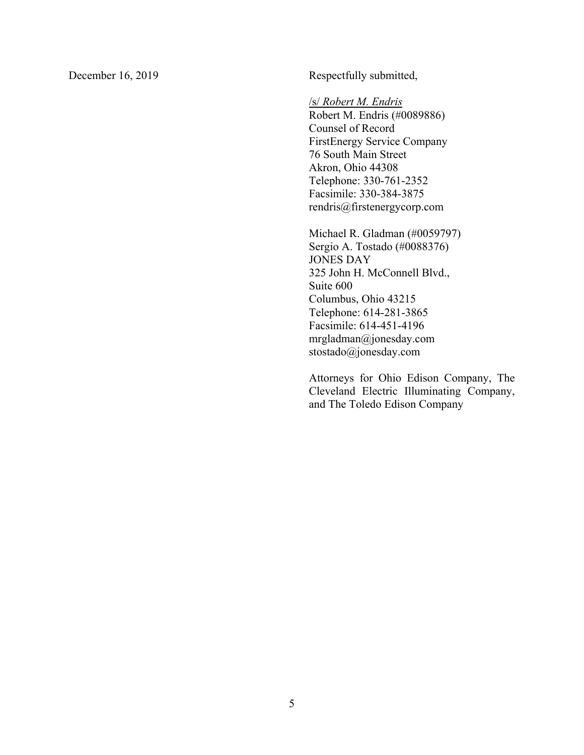December 16, 2019

Respectfully submitted,

/s/ *Robert M. Endris*
Robert M. Endris (#0089886)
Counsel of Record
FirstEnergy Service Company
76 South Main Street
Akron, Ohio 44308
Telephone: 330-761-2352
Facsimile: 330-384-3875
rendris@firstenergycorp.com

Michael R. Gladman (#0059797)
Sergio A. Tostado (#0088376)
JONES DAY
325 John H. McConnell Blvd.,
Suite 600
Columbus, Ohio 43215
Telephone: 614-281-3865
Facsimile: 614-451-4196
mrgladman@jonesday.com
stostado@jonesday.com

Attorneys for Ohio Edison Company, The Cleveland Electric Illuminating Company, and The Toledo Edison Company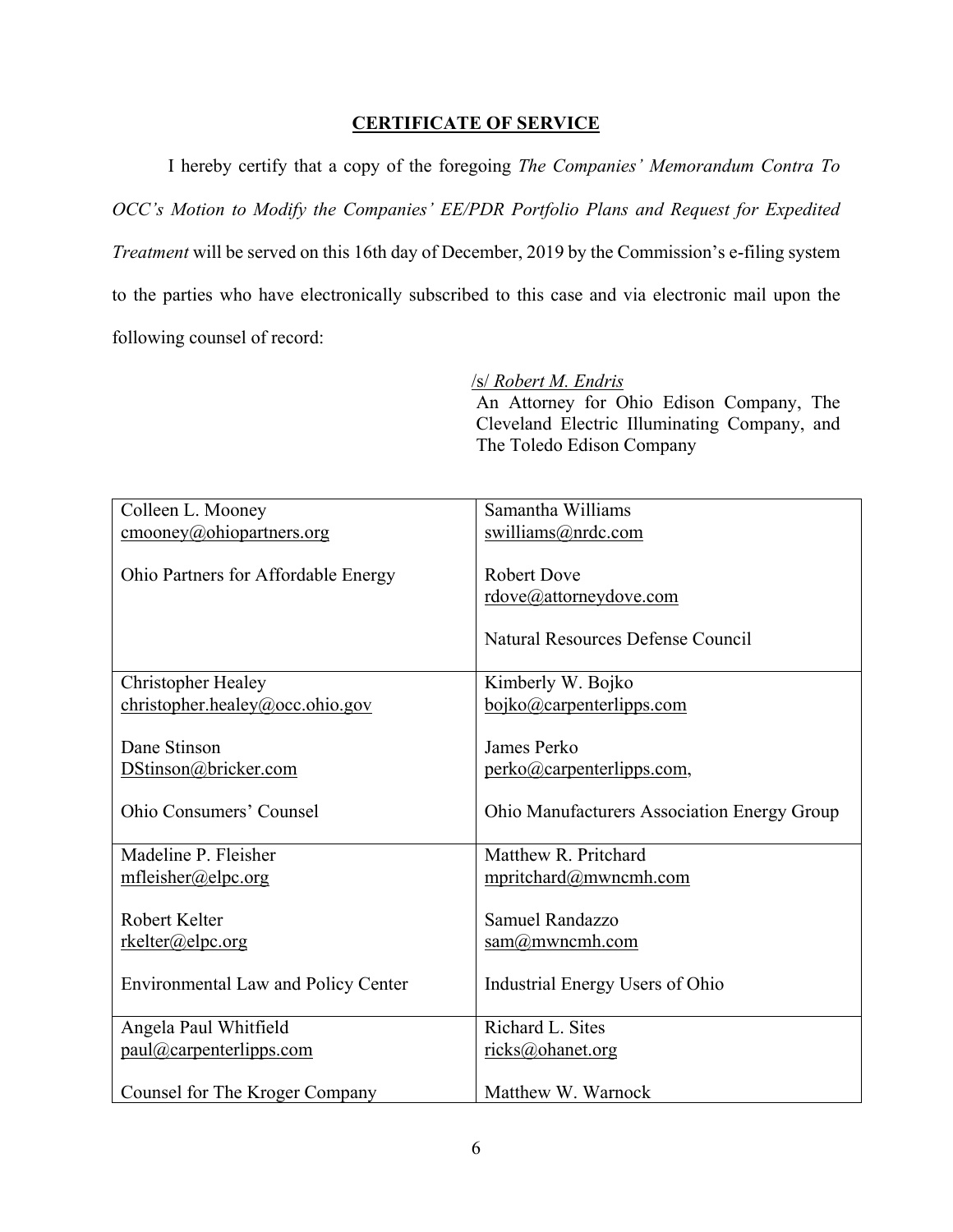## CERTIFICATE OF SERVICE

I hereby certify that a copy of the foregoing *The Companies' Memorandum Contra To OCC's Motion to Modify the Companies' EE/PDR Portfolio Plans and Request for Expedited Treatment* will be served on this 16th day of December, 2019 by the Commission's e-filing system to the parties who have electronically subscribed to this case and via electronic mail upon the following counsel of record:

/s/ *Robert M. Endris*
An Attorney for Ohio Edison Company, The Cleveland Electric Illuminating Company, and The Toledo Edison Company

| | |
|---|---|
| Colleen L. Mooney<br>cmooney@ohiopartners.org<br><br>Ohio Partners for Affordable Energy | Samantha Williams<br>swilliams@nrdc.com<br><br>Robert Dove<br>rdove@attorneydove.com<br><br>Natural Resources Defense Council |
| Christopher Healey<br>christopher.healey@occ.ohio.gov<br><br>Dane Stinson<br>DStinson@bricker.com<br><br>Ohio Consumers' Counsel | Kimberly W. Bojko<br>bojko@carpenterlipps.com<br><br>James Perko<br>perko@carpenterlipps.com,<br><br>Ohio Manufacturers Association Energy Group |
| Madeline P. Fleisher<br>mfleisher@elpc.org<br><br>Robert Kelter<br>rkelter@elpc.org<br><br>Environmental Law and Policy Center | Matthew R. Pritchard<br>mpritchard@mwncmh.com<br><br>Samuel Randazzo<br>sam@mwncmh.com<br><br>Industrial Energy Users of Ohio |
| Angela Paul Whitfield<br>paul@carpenterlipps.com<br><br>Counsel for The Kroger Company | Richard L. Sites<br>ricks@ohanet.org<br><br>Matthew W. Warnock |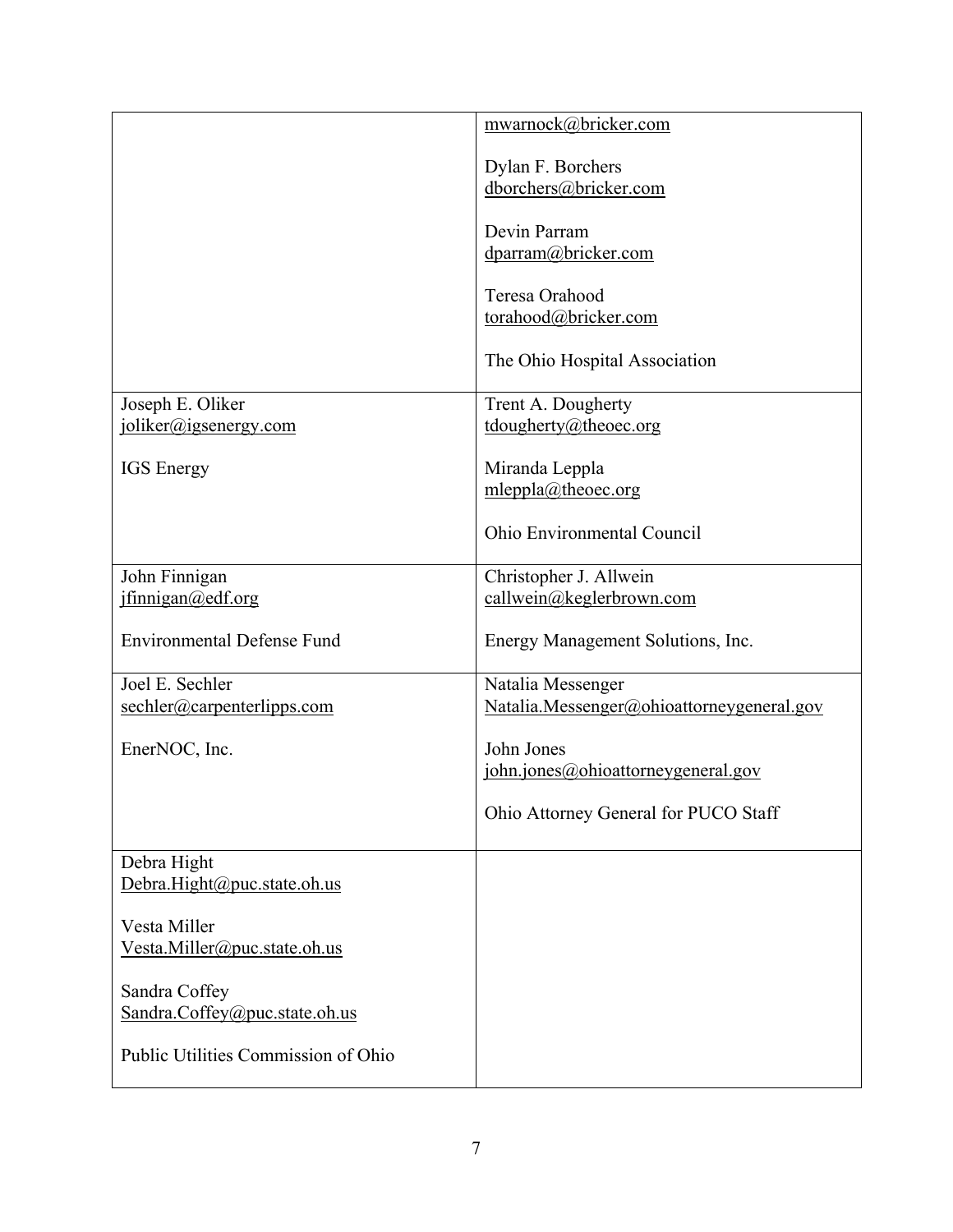| | |
|---|---|
| | mwarnock@bricker.com<br><br>Dylan F. Borchers<br>dborchers@bricker.com<br><br>Devin Parram<br>dparram@bricker.com<br><br>Teresa Orahood<br>torahood@bricker.com<br><br>The Ohio Hospital Association |
| Joseph E. Oliker<br>joliker@igsenergy.com<br><br>IGS Energy | Trent A. Dougherty<br>tdougherty@theoec.org<br><br>Miranda Leppla<br>mleppla@theoec.org<br><br>Ohio Environmental Council |
| John Finnigan<br>jfinnigan@edf.org<br><br>Environmental Defense Fund | Christopher J. Allwein<br>callwein@keglerbrown.com<br><br>Energy Management Solutions, Inc. |
| Joel E. Sechler<br>sechler@carpenterlipps.com<br><br>EnerNOC, Inc. | Natalia Messenger<br>Natalia.Messenger@ohioattorneygeneral.gov<br><br>John Jones<br>john.jones@ohioattorneygeneral.gov<br><br>Ohio Attorney General for PUCO Staff |
| Debra Hight<br>Debra.Hight@puc.state.oh.us<br><br>Vesta Miller<br>Vesta.Miller@puc.state.oh.us<br><br>Sandra Coffey<br>Sandra.Coffey@puc.state.oh.us<br><br>Public Utilities Commission of Ohio | |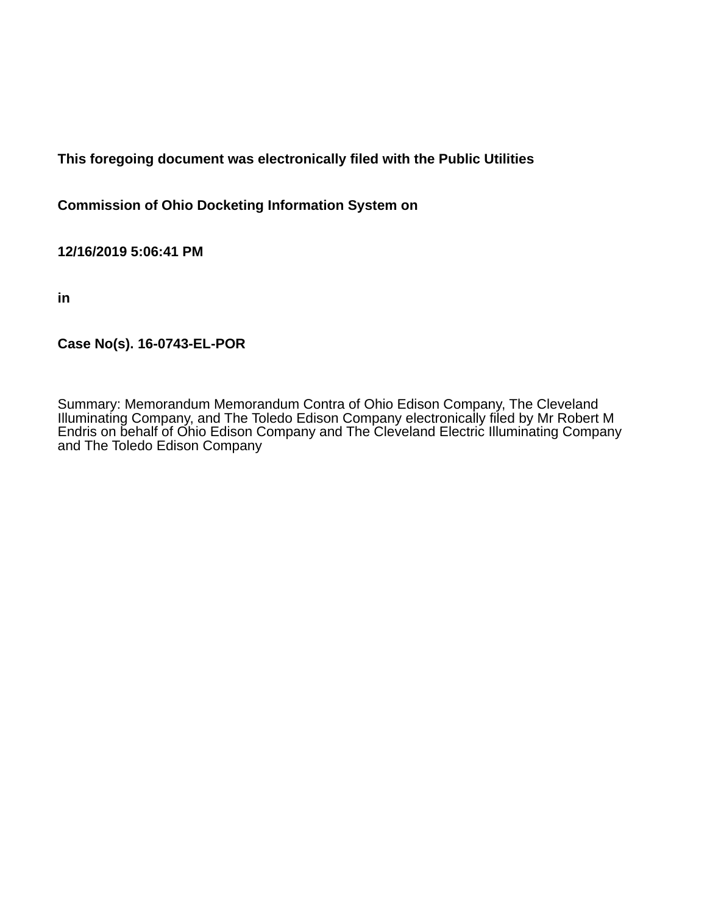**This foregoing document was electronically filed with the Public Utilities**

**Commission of Ohio Docketing Information System on**

**12/16/2019 5:06:41 PM**

**in**

**Case No(s). 16-0743-EL-POR**

Summary: Memorandum Memorandum Contra of Ohio Edison Company, The Cleveland Illuminating Company, and The Toledo Edison Company electronically filed by Mr Robert M Endris on behalf of Ohio Edison Company and The Cleveland Electric Illuminating Company and The Toledo Edison Company